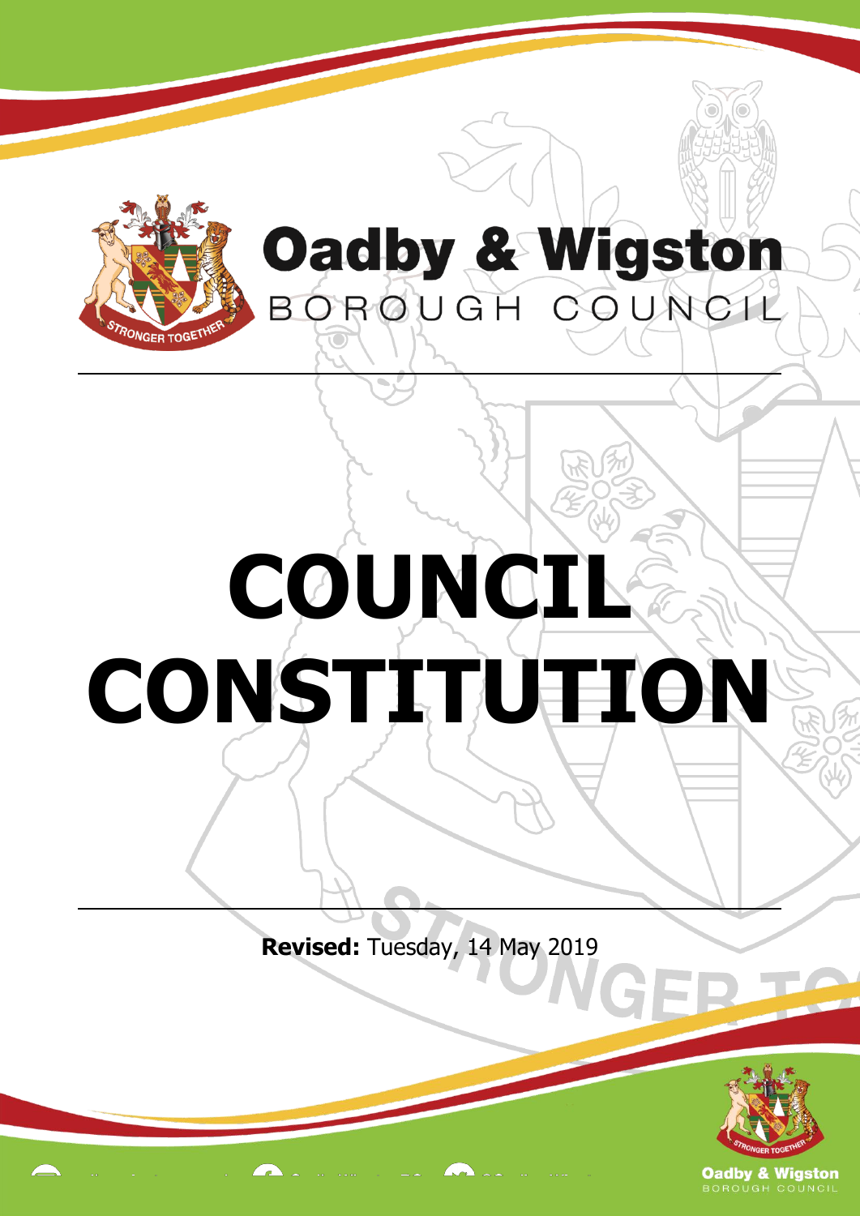# Oadby & Wigston

BOROUGH COUNCIL

# COUNCIL CONSTITUTION

**Revised:** Tuesday, 14 May 2019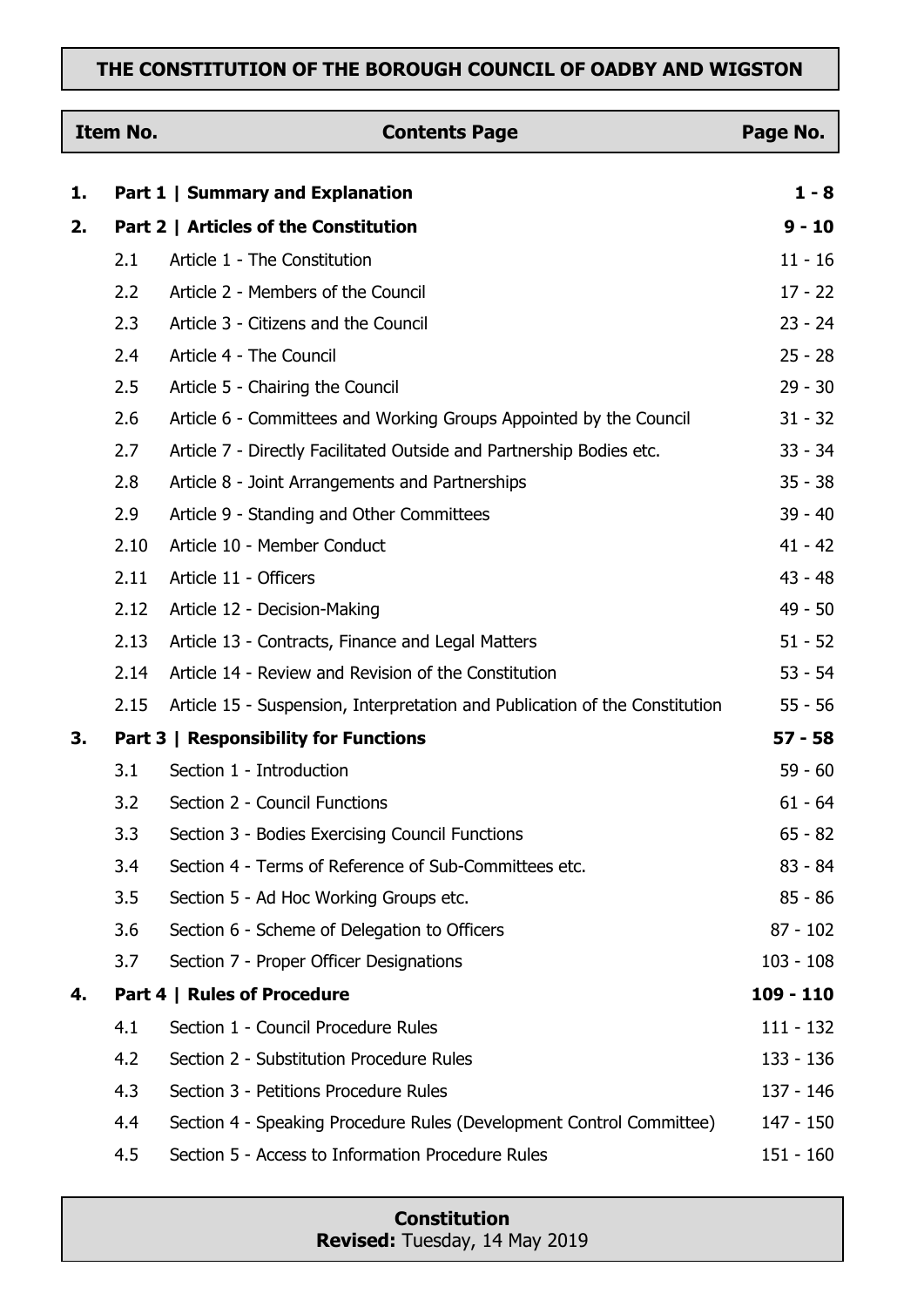# THE CONSTITUTION OF THE BOROUGH COUNCIL OF OADBY AND WIGSTON

| Item No. | | Contents Page | Page No. |
|---|---|---|---|
| **1.** | | **Part 1 \| Summary and Explanation** | **1 - 8** |
| **2.** | | **Part 2 \| Articles of the Constitution** | **9 - 10** |
| | 2.1 | Article 1 - The Constitution | 11 - 16 |
| | 2.2 | Article 2 - Members of the Council | 17 - 22 |
| | 2.3 | Article 3 - Citizens and the Council | 23 - 24 |
| | 2.4 | Article 4 - The Council | 25 - 28 |
| | 2.5 | Article 5 - Chairing the Council | 29 - 30 |
| | 2.6 | Article 6 - Committees and Working Groups Appointed by the Council | 31 - 32 |
| | 2.7 | Article 7 - Directly Facilitated Outside and Partnership Bodies etc. | 33 - 34 |
| | 2.8 | Article 8 - Joint Arrangements and Partnerships | 35 - 38 |
| | 2.9 | Article 9 - Standing and Other Committees | 39 - 40 |
| | 2.10 | Article 10 - Member Conduct | 41 - 42 |
| | 2.11 | Article 11 - Officers | 43 - 48 |
| | 2.12 | Article 12 - Decision-Making | 49 - 50 |
| | 2.13 | Article 13 - Contracts, Finance and Legal Matters | 51 - 52 |
| | 2.14 | Article 14 - Review and Revision of the Constitution | 53 - 54 |
| | 2.15 | Article 15 - Suspension, Interpretation and Publication of the Constitution | 55 - 56 |
| **3.** | | **Part 3 \| Responsibility for Functions** | **57 - 58** |
| | 3.1 | Section 1 - Introduction | 59 - 60 |
| | 3.2 | Section 2 - Council Functions | 61 - 64 |
| | 3.3 | Section 3 - Bodies Exercising Council Functions | 65 - 82 |
| | 3.4 | Section 4 - Terms of Reference of Sub-Committees etc. | 83 - 84 |
| | 3.5 | Section 5 - Ad Hoc Working Groups etc. | 85 - 86 |
| | 3.6 | Section 6 - Scheme of Delegation to Officers | 87 - 102 |
| | 3.7 | Section 7 - Proper Officer Designations | 103 - 108 |
| **4.** | | **Part 4 \| Rules of Procedure** | **109 - 110** |
| | 4.1 | Section 1 - Council Procedure Rules | 111 - 132 |
| | 4.2 | Section 2 - Substitution Procedure Rules | 133 - 136 |
| | 4.3 | Section 3 - Petitions Procedure Rules | 137 - 146 |
| | 4.4 | Section 4 - Speaking Procedure Rules (Development Control Committee) | 147 - 150 |
| | 4.5 | Section 5 - Access to Information Procedure Rules | 151 - 160 |

**Constitution**
**Revised:** Tuesday, 14 May 2019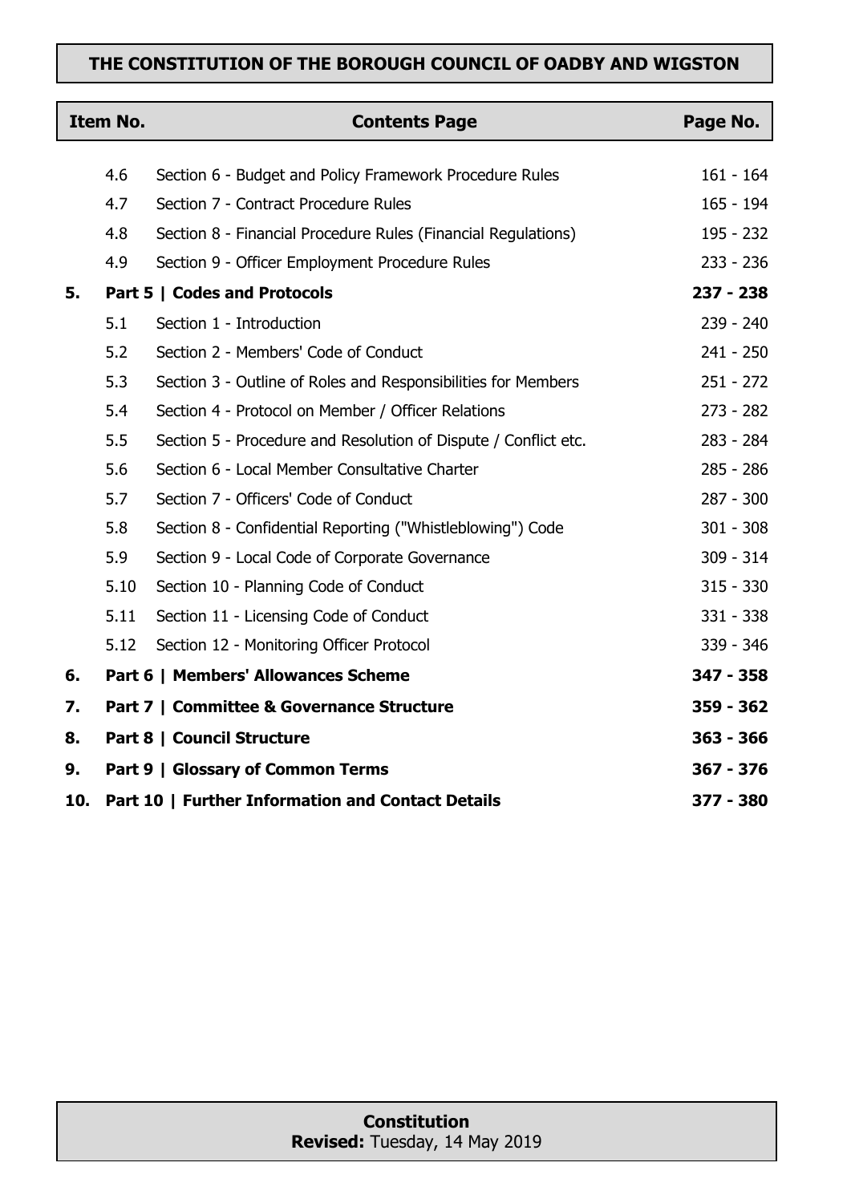# THE CONSTITUTION OF THE BOROUGH COUNCIL OF OADBY AND WIGSTON

| Item No. | | Contents Page | Page No. |
|---|---|---|---|
| | 4.6 | Section 6 - Budget and Policy Framework Procedure Rules | 161 - 164 |
| | 4.7 | Section 7 - Contract Procedure Rules | 165 - 194 |
| | 4.8 | Section 8 - Financial Procedure Rules (Financial Regulations) | 195 - 232 |
| | 4.9 | Section 9 - Officer Employment Procedure Rules | 233 - 236 |
| **5.** | **Part 5 \| Codes and Protocols** | | **237 - 238** |
| | 5.1 | Section 1 - Introduction | 239 - 240 |
| | 5.2 | Section 2 - Members' Code of Conduct | 241 - 250 |
| | 5.3 | Section 3 - Outline of Roles and Responsibilities for Members | 251 - 272 |
| | 5.4 | Section 4 - Protocol on Member / Officer Relations | 273 - 282 |
| | 5.5 | Section 5 - Procedure and Resolution of Dispute / Conflict etc. | 283 - 284 |
| | 5.6 | Section 6 - Local Member Consultative Charter | 285 - 286 |
| | 5.7 | Section 7 - Officers' Code of Conduct | 287 - 300 |
| | 5.8 | Section 8 - Confidential Reporting ("Whistleblowing") Code | 301 - 308 |
| | 5.9 | Section 9 - Local Code of Corporate Governance | 309 - 314 |
| | 5.10 | Section 10 - Planning Code of Conduct | 315 - 330 |
| | 5.11 | Section 11 - Licensing Code of Conduct | 331 - 338 |
| | 5.12 | Section 12 - Monitoring Officer Protocol | 339 - 346 |
| **6.** | **Part 6 \| Members' Allowances Scheme** | | **347 - 358** |
| **7.** | **Part 7 \| Committee & Governance Structure** | | **359 - 362** |
| **8.** | **Part 8 \| Council Structure** | | **363 - 366** |
| **9.** | **Part 9 \| Glossary of Common Terms** | | **367 - 376** |
| **10.** | **Part 10 \| Further Information and Contact Details** | | **377 - 380** |

**Constitution**
**Revised:** Tuesday, 14 May 2019